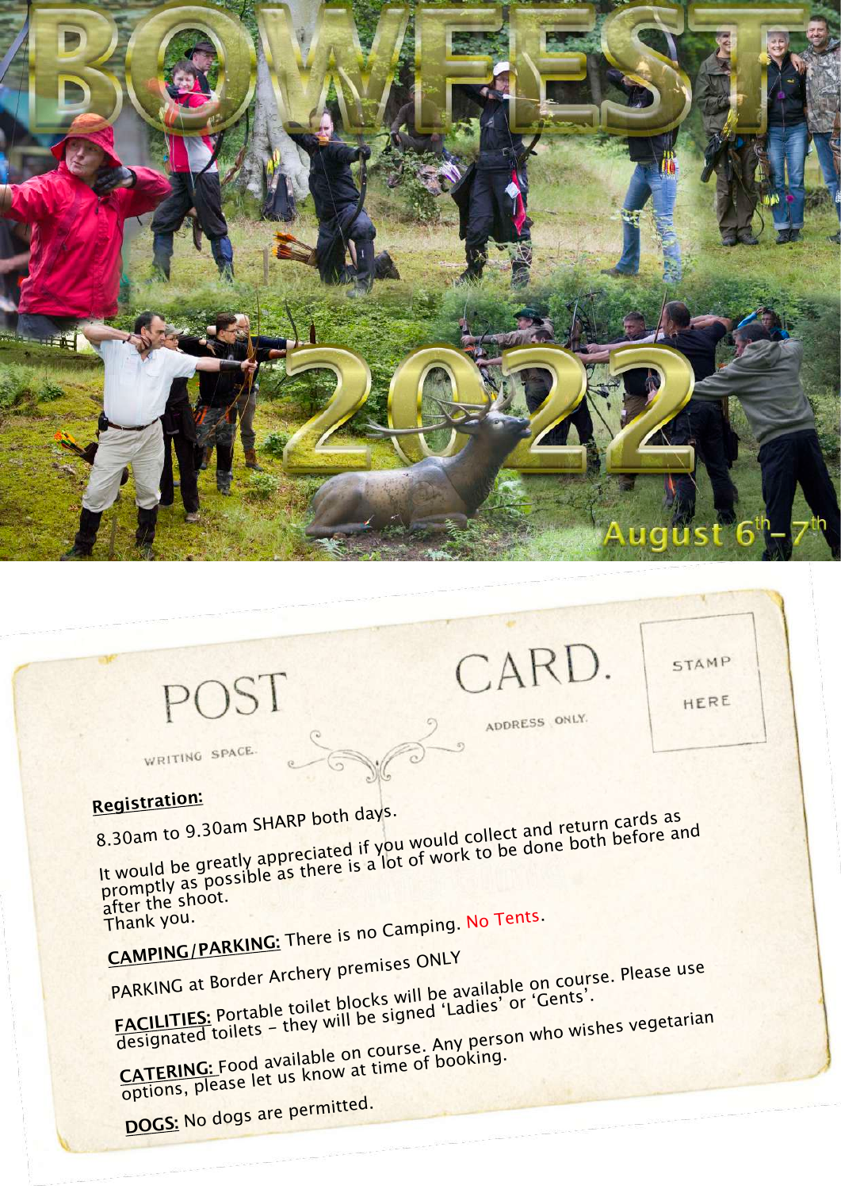# BOWFEST 2022

August 6th – 7th

POST CARD.

WRITING SPACE. ADDRESS ONLY. STAMP HERE

**Registration:**

8.30am to 9.30am SHARP both days.

It would be greatly appreciated if you would collect and return cards as promptly as possible as there is a lot of work to be done both before and after the shoot.
Thank you.

**CAMPING/PARKING:** There is no Camping. No Tents.

PARKING at Border Archery premises ONLY

**FACILITIES:** Portable toilet blocks will be available on course. Please use designated toilets – they will be signed 'Ladies' or 'Gents'.

**CATERING:** Food available on course. Any person who wishes vegetarian options, please let us know at time of booking.

**DOGS:** No dogs are permitted.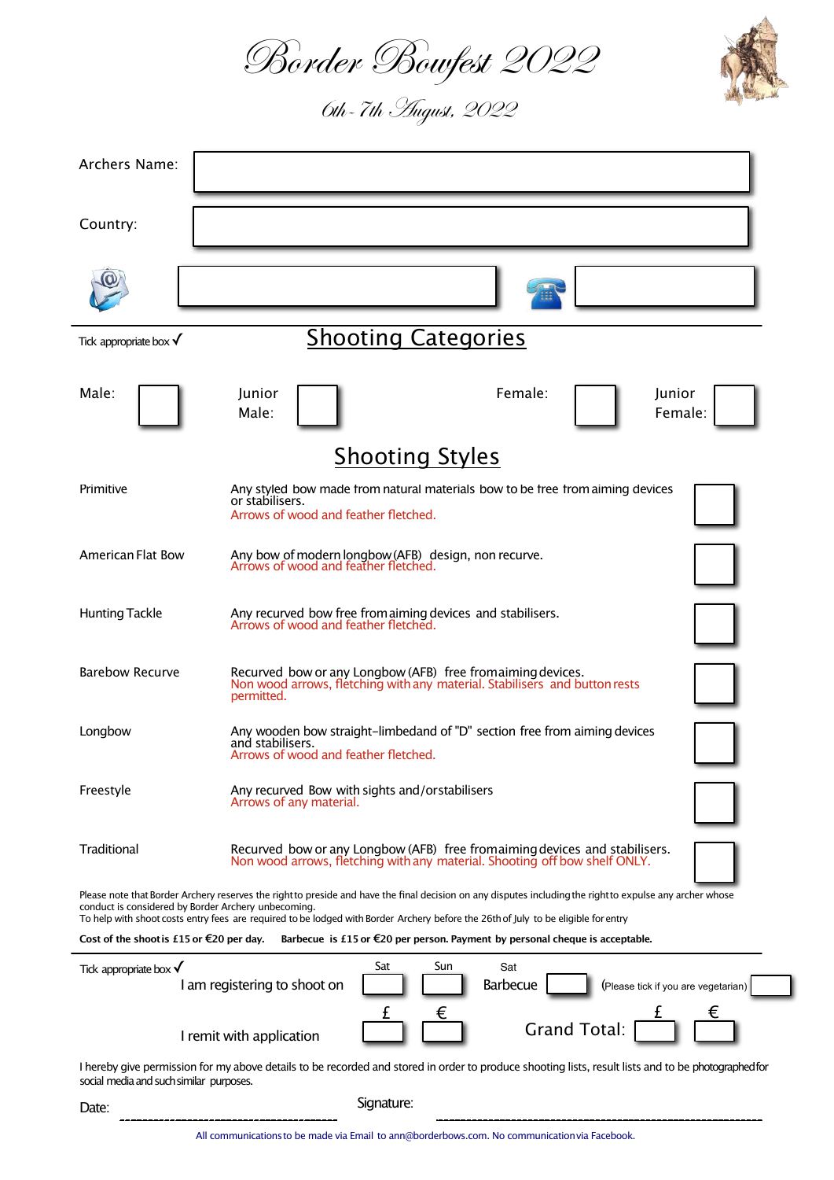# Border Bowfest 2022

*6th - 7th August, 2022*

Archers Name:

Country:

Tick appropriate box ✓

## Shooting Categories

| Male: | Junior Male: | Female: | Junior Female: |
|---|---|---|---|
| ☐ | ☐ | ☐ | ☐ |

## Shooting Styles

| Style | Description | |
|---|---|---|
| Primitive | Any styled bow made from natural materials bow to be free from aiming devices or stabilisers. Arrows of wood and feather fletched. | ☐ |
| American Flat Bow | Any bow of modern longbow (AFB) design, non recurve. Arrows of wood and feather fletched. | ☐ |
| Hunting Tackle | Any recurved bow free from aiming devices and stabilisers. Arrows of wood and feather fletched. | ☐ |
| Barebow Recurve | Recurved bow or any Longbow (AFB) free from aiming devices. Non wood arrows, fletching with any material. Stabilisers and button rests permitted. | ☐ |
| Longbow | Any wooden bow straight-limbed and of "D" section free from aiming devices and stabilisers. Arrows of wood and feather fletched. | ☐ |
| Freestyle | Any recurved Bow with sights and/or stabilisers. Arrows of any material. | ☐ |
| Traditional | Recurved bow or any Longbow (AFB) free from aiming devices and stabilisers. Non wood arrows, fletching with any material. Shooting off bow shelf ONLY. | ☐ |

Please note that Border Archery reserves the right to preside and have the final decision on any disputes including the right to expulse any archer whose conduct is considered by Border Archery unbecoming.
To help with shoot costs entry fees are required to be lodged with Border Archery before the 26th of July to be eligible for entry

**Cost of the shoot is £15 or €20 per day. Barbecue is £15 or €20 per person. Payment by personal cheque is acceptable.**

Tick appropriate box ✓

I am registering to shoot on: Sat ☐ Sun ☐ Sat Barbecue ☐ (Please tick if you are vegetarian) ☐

I remit with application: £ ☐ € ☐ Grand Total: £ ☐ € ☐

I hereby give permission for my above details to be recorded and stored in order to produce shooting lists, result lists and to be photographed for social media and such similar purposes.

Date: ______________________ Signature: ______________________

All communications to be made via Email to ann@borderbows.com. No communication via Facebook.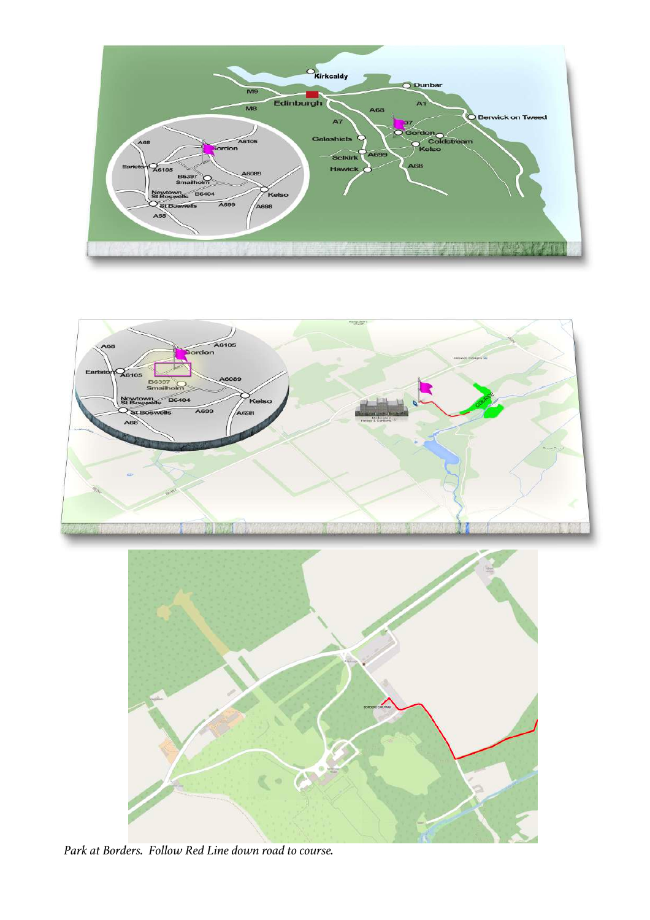*Park at Borders. Follow Red Line down road to course.*